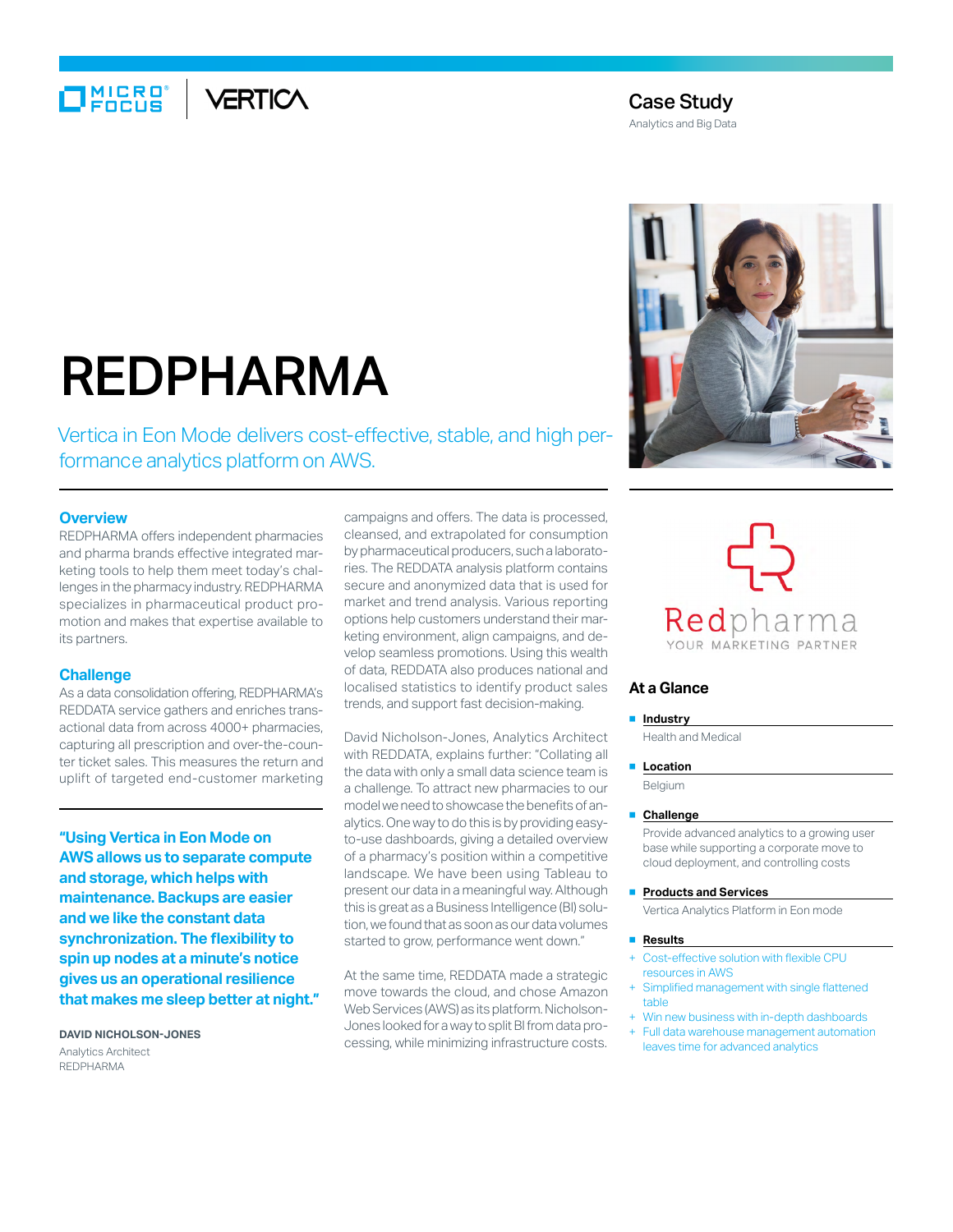Case Study

Analytics and Big Data

# REDPHARMA

Vertica in Eon Mode delivers cost-effective, stable, and high performance analytics platform on AWS.

## Overview

REDPHARMA offers independent pharmacies and pharma brands effective integrated marketing tools to help them meet today's challenges in the pharmacy industry. REDPHARMA specializes in pharmaceutical product promotion and makes that expertise available to its partners.

## Challenge

As a data consolidation offering, REDPHARMA's REDDATA service gathers and enriches transactional data from across 4000+ pharmacies, capturing all prescription and over-the-counter ticket sales. This measures the return and uplift of targeted end-customer marketing campaigns and offers. The data is processed, cleansed, and extrapolated for consumption by pharmaceutical producers, such a laboratories. The REDDATA analysis platform contains secure and anonymized data that is used for market and trend analysis. Various reporting options help customers understand their marketing environment, align campaigns, and develop seamless promotions. Using this wealth of data, REDDATA also produces national and localised statistics to identify product sales trends, and support fast decision-making.

David Nicholson-Jones, Analytics Architect with REDDATA, explains further: "Collating all the data with only a small data science team is a challenge. To attract new pharmacies to our model we need to showcase the benefits of analytics. One way to do this is by providing easy-to-use dashboards, giving a detailed overview of a pharmacy's position within a competitive landscape. We have been using Tableau to present our data in a meaningful way. Although this is great as a Business Intelligence (BI) solution, we found that as soon as our data volumes started to grow, performance went down."

At the same time, REDDATA made a strategic move towards the cloud, and chose Amazon Web Services (AWS) as its platform. Nicholson-Jones looked for a way to split BI from data processing, while minimizing infrastructure costs.

**"Using Vertica in Eon Mode on AWS allows us to separate compute and storage, which helps with maintenance. Backups are easier and we like the constant data synchronization. The flexibility to spin up nodes at a minute's notice gives us an operational resilience that makes me sleep better at night."**

**DAVID NICHOLSON-JONES**
Analytics Architect
REDPHARMA

Redpharma
YOUR MARKETING PARTNER

## At a Glance

- **Industry**

  Health and Medical

- **Location**

  Belgium

- **Challenge**

  Provide advanced analytics to a growing user base while supporting a corporate move to cloud deployment, and controlling costs

- **Products and Services**

  Vertica Analytics Platform in Eon mode

- **Results**

  + Cost-effective solution with flexible CPU resources in AWS
  + Simplified management with single flattened table
  + Win new business with in-depth dashboards
  + Full data warehouse management automation leaves time for advanced analytics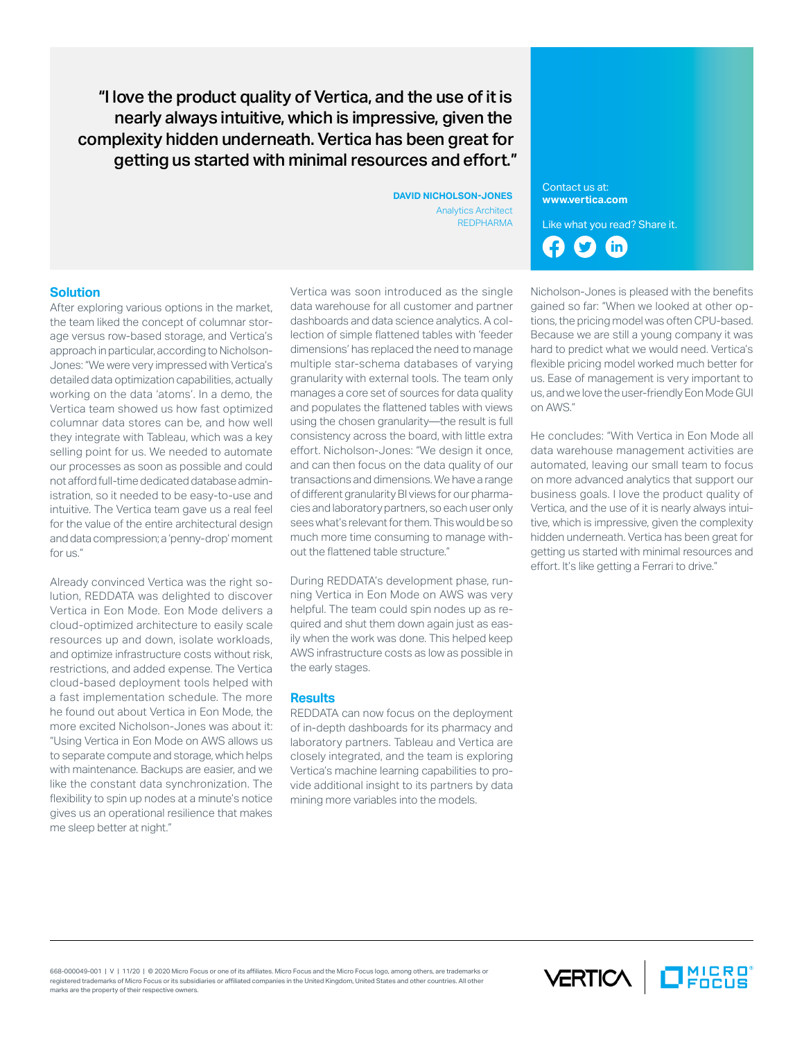> "I love the product quality of Vertica, and the use of it is nearly always intuitive, which is impressive, given the complexity hidden underneath. Vertica has been great for getting us started with minimal resources and effort."
>
> **DAVID NICHOLSON-JONES**
> Analytics Architect
> REDPHARMA

Contact us at:
**www.vertica.com**

Like what you read? Share it.

## Solution

After exploring various options in the market, the team liked the concept of columnar storage versus row-based storage, and Vertica's approach in particular, according to Nicholson-Jones: "We were very impressed with Vertica's detailed data optimization capabilities, actually working on the data 'atoms'. In a demo, the Vertica team showed us how fast optimized columnar data stores can be, and how well they integrate with Tableau, which was a key selling point for us. We needed to automate our processes as soon as possible and could not afford full-time dedicated database administration, so it needed to be easy-to-use and intuitive. The Vertica team gave us a real feel for the value of the entire architectural design and data compression; a 'penny-drop' moment for us."

Already convinced Vertica was the right solution, REDDATA was delighted to discover Vertica in Eon Mode. Eon Mode delivers a cloud-optimized architecture to easily scale resources up and down, isolate workloads, and optimize infrastructure costs without risk, restrictions, and added expense. The Vertica cloud-based deployment tools helped with a fast implementation schedule. The more he found out about Vertica in Eon Mode, the more excited Nicholson-Jones was about it: "Using Vertica in Eon Mode on AWS allows us to separate compute and storage, which helps with maintenance. Backups are easier, and we like the constant data synchronization. The flexibility to spin up nodes at a minute's notice gives us an operational resilience that makes me sleep better at night."

Vertica was soon introduced as the single data warehouse for all customer and partner dashboards and data science analytics. A collection of simple flattened tables with 'feeder dimensions' has replaced the need to manage multiple star-schema databases of varying granularity with external tools. The team only manages a core set of sources for data quality and populates the flattened tables with views using the chosen granularity—the result is full consistency across the board, with little extra effort. Nicholson-Jones: "We design it once, and can then focus on the data quality of our transactions and dimensions. We have a range of different granularity BI views for our pharmacies and laboratory partners, so each user only sees what's relevant for them. This would be so much more time consuming to manage without the flattened table structure."

During REDDATA's development phase, running Vertica in Eon Mode on AWS was very helpful. The team could spin nodes up as required and shut them down again just as easily when the work was done. This helped keep AWS infrastructure costs as low as possible in the early stages.

## Results

REDDATA can now focus on the deployment of in-depth dashboards for its pharmacy and laboratory partners. Tableau and Vertica are closely integrated, and the team is exploring Vertica's machine learning capabilities to provide additional insight to its partners by data mining more variables into the models.

Nicholson-Jones is pleased with the benefits gained so far: "When we looked at other options, the pricing model was often CPU-based. Because we are still a young company it was hard to predict what we would need. Vertica's flexible pricing model worked much better for us. Ease of management is very important to us, and we love the user-friendly Eon Mode GUI on AWS."

He concludes: "With Vertica in Eon Mode all data warehouse management activities are automated, leaving our small team to focus on more advanced analytics that support our business goals. I love the product quality of Vertica, and the use of it is nearly always intuitive, which is impressive, given the complexity hidden underneath. Vertica has been great for getting us started with minimal resources and effort. It's like getting a Ferrari to drive."

668-000049-001 | V | 11/20 | © 2020 Micro Focus or one of its affiliates. Micro Focus and the Micro Focus logo, among others, are trademarks or registered trademarks of Micro Focus or its subsidiaries or affiliated companies in the United Kingdom, United States and other countries. All other marks are the property of their respective owners.

VERTICA | MICRO FOCUS